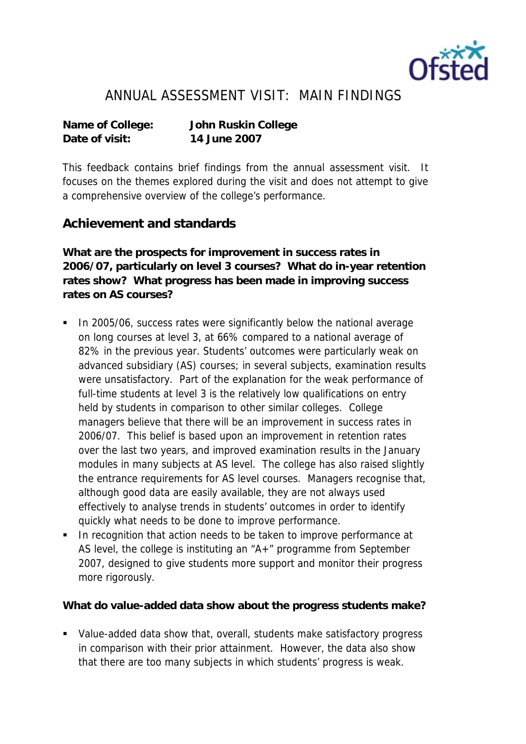# ANNUAL ASSESSMENT VISIT: MAIN FINDINGS

**Name of College:** **John Ruskin College**
**Date of visit:** **14 June 2007**

This feedback contains brief findings from the annual assessment visit. It focuses on the themes explored during the visit and does not attempt to give a comprehensive overview of the college's performance.

## Achievement and standards

**What are the prospects for improvement in success rates in 2006/07, particularly on level 3 courses? What do in-year retention rates show? What progress has been made in improving success rates on AS courses?**

- In 2005/06, success rates were significantly below the national average on long courses at level 3, at 66% compared to a national average of 82% in the previous year. Students' outcomes were particularly weak on advanced subsidiary (AS) courses; in several subjects, examination results were unsatisfactory. Part of the explanation for the weak performance of full-time students at level 3 is the relatively low qualifications on entry held by students in comparison to other similar colleges. College managers believe that there will be an improvement in success rates in 2006/07. This belief is based upon an improvement in retention rates over the last two years, and improved examination results in the January modules in many subjects at AS level. The college has also raised slightly the entrance requirements for AS level courses. Managers recognise that, although good data are easily available, they are not always used effectively to analyse trends in students' outcomes in order to identify quickly what needs to be done to improve performance.
- In recognition that action needs to be taken to improve performance at AS level, the college is instituting an "A+" programme from September 2007, designed to give students more support and monitor their progress more rigorously.

**What do value-added data show about the progress students make?**

- Value-added data show that, overall, students make satisfactory progress in comparison with their prior attainment. However, the data also show that there are too many subjects in which students' progress is weak.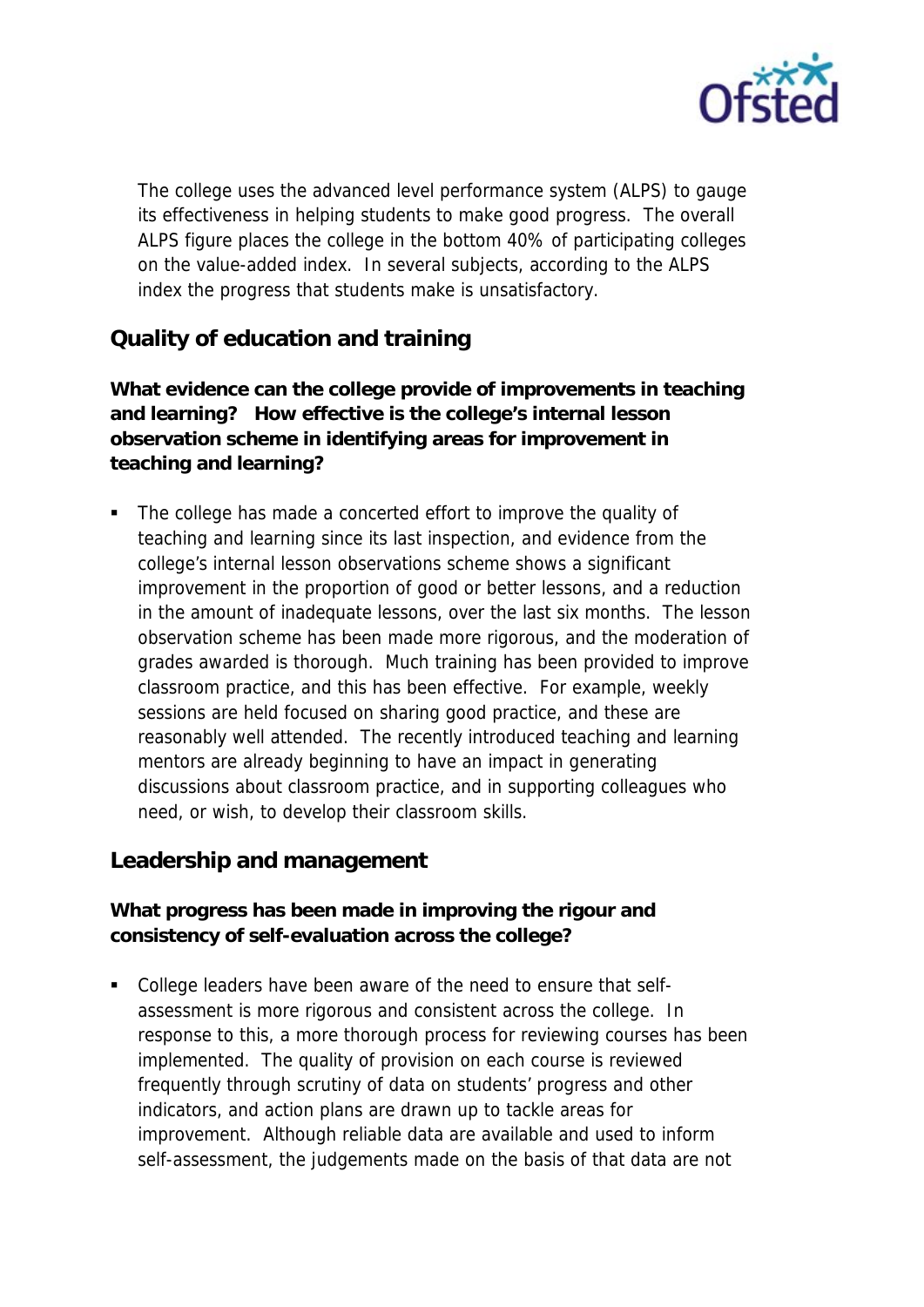The college uses the advanced level performance system (ALPS) to gauge its effectiveness in helping students to make good progress. The overall ALPS figure places the college in the bottom 40% of participating colleges on the value-added index. In several subjects, according to the ALPS index the progress that students make is unsatisfactory.

## Quality of education and training

**What evidence can the college provide of improvements in teaching and learning? How effective is the college's internal lesson observation scheme in identifying areas for improvement in teaching and learning?**

- The college has made a concerted effort to improve the quality of teaching and learning since its last inspection, and evidence from the college's internal lesson observations scheme shows a significant improvement in the proportion of good or better lessons, and a reduction in the amount of inadequate lessons, over the last six months. The lesson observation scheme has been made more rigorous, and the moderation of grades awarded is thorough. Much training has been provided to improve classroom practice, and this has been effective. For example, weekly sessions are held focused on sharing good practice, and these are reasonably well attended. The recently introduced teaching and learning mentors are already beginning to have an impact in generating discussions about classroom practice, and in supporting colleagues who need, or wish, to develop their classroom skills.

## Leadership and management

**What progress has been made in improving the rigour and consistency of self-evaluation across the college?**

- College leaders have been aware of the need to ensure that self-assessment is more rigorous and consistent across the college. In response to this, a more thorough process for reviewing courses has been implemented. The quality of provision on each course is reviewed frequently through scrutiny of data on students' progress and other indicators, and action plans are drawn up to tackle areas for improvement. Although reliable data are available and used to inform self-assessment, the judgements made on the basis of that data are not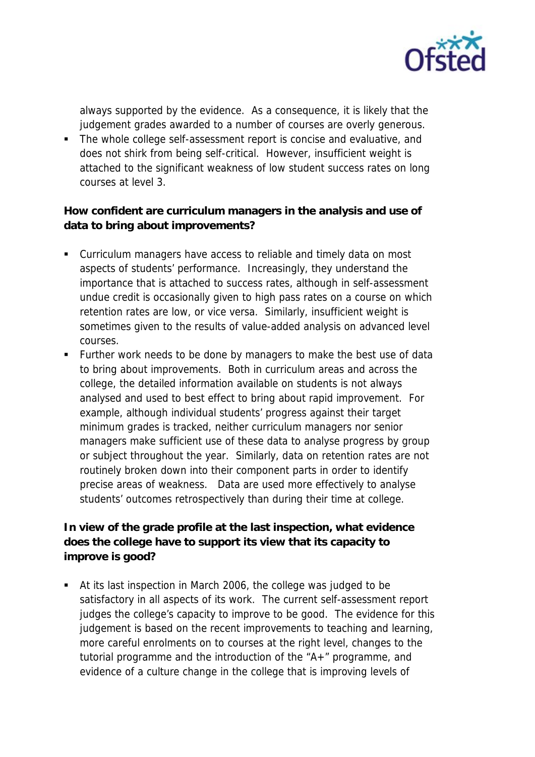always supported by the evidence. As a consequence, it is likely that the judgement grades awarded to a number of courses are overly generous.

- The whole college self-assessment report is concise and evaluative, and does not shirk from being self-critical. However, insufficient weight is attached to the significant weakness of low student success rates on long courses at level 3.

**How confident are curriculum managers in the analysis and use of data to bring about improvements?**

- Curriculum managers have access to reliable and timely data on most aspects of students' performance. Increasingly, they understand the importance that is attached to success rates, although in self-assessment undue credit is occasionally given to high pass rates on a course on which retention rates are low, or vice versa. Similarly, insufficient weight is sometimes given to the results of value-added analysis on advanced level courses.
- Further work needs to be done by managers to make the best use of data to bring about improvements. Both in curriculum areas and across the college, the detailed information available on students is not always analysed and used to best effect to bring about rapid improvement. For example, although individual students' progress against their target minimum grades is tracked, neither curriculum managers nor senior managers make sufficient use of these data to analyse progress by group or subject throughout the year. Similarly, data on retention rates are not routinely broken down into their component parts in order to identify precise areas of weakness. Data are used more effectively to analyse students' outcomes retrospectively than during their time at college.

**In view of the grade profile at the last inspection, what evidence does the college have to support its view that its capacity to improve is good?**

- At its last inspection in March 2006, the college was judged to be satisfactory in all aspects of its work. The current self-assessment report judges the college's capacity to improve to be good. The evidence for this judgement is based on the recent improvements to teaching and learning, more careful enrolments on to courses at the right level, changes to the tutorial programme and the introduction of the "A+" programme, and evidence of a culture change in the college that is improving levels of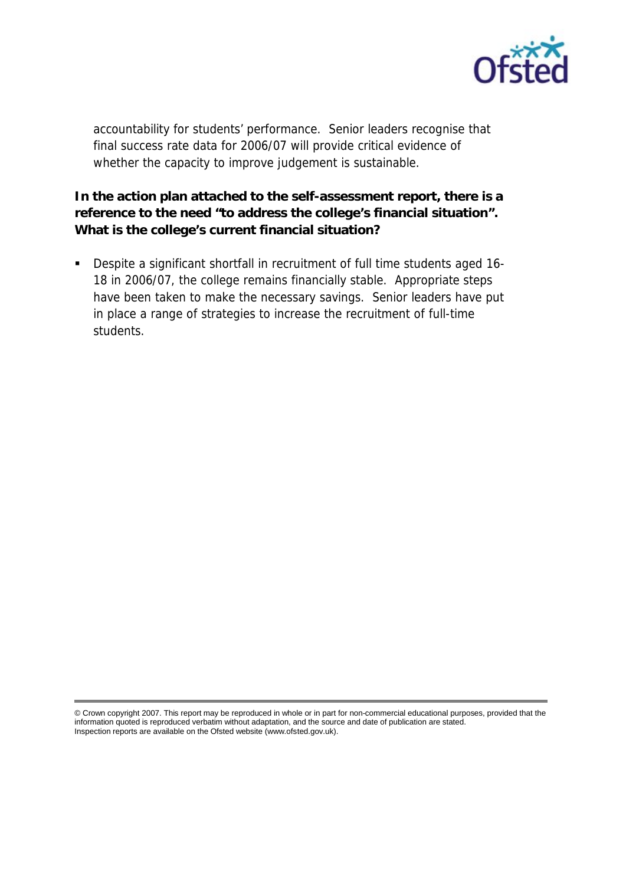accountability for students' performance. Senior leaders recognise that final success rate data for 2006/07 will provide critical evidence of whether the capacity to improve judgement is sustainable.

**In the action plan attached to the self-assessment report, there is a reference to the need "to address the college's financial situation". What is the college's current financial situation?**

- Despite a significant shortfall in recruitment of full time students aged 16-18 in 2006/07, the college remains financially stable. Appropriate steps have been taken to make the necessary savings. Senior leaders have put in place a range of strategies to increase the recruitment of full-time students.

© Crown copyright 2007. This report may be reproduced in whole or in part for non-commercial educational purposes, provided that the information quoted is reproduced verbatim without adaptation, and the source and date of publication are stated.
Inspection reports are available on the Ofsted website (www.ofsted.gov.uk).